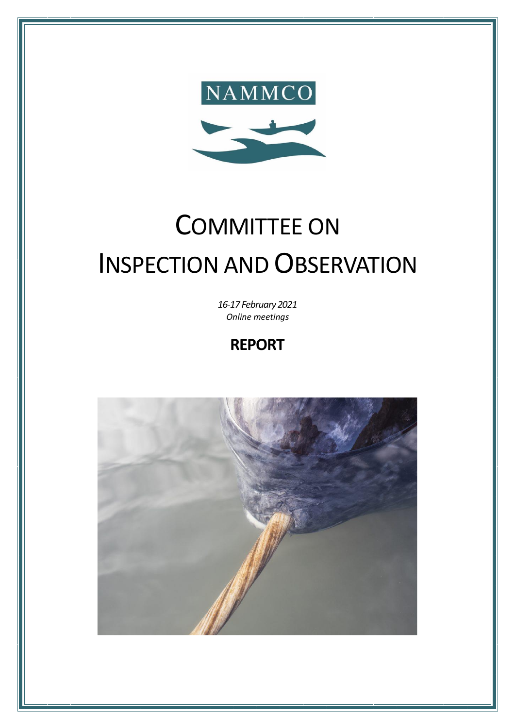NAMMCO

# COMMITTEE ON INSPECTION AND OBSERVATION

*16-17 February 2021*
*Online meetings*

**REPORT**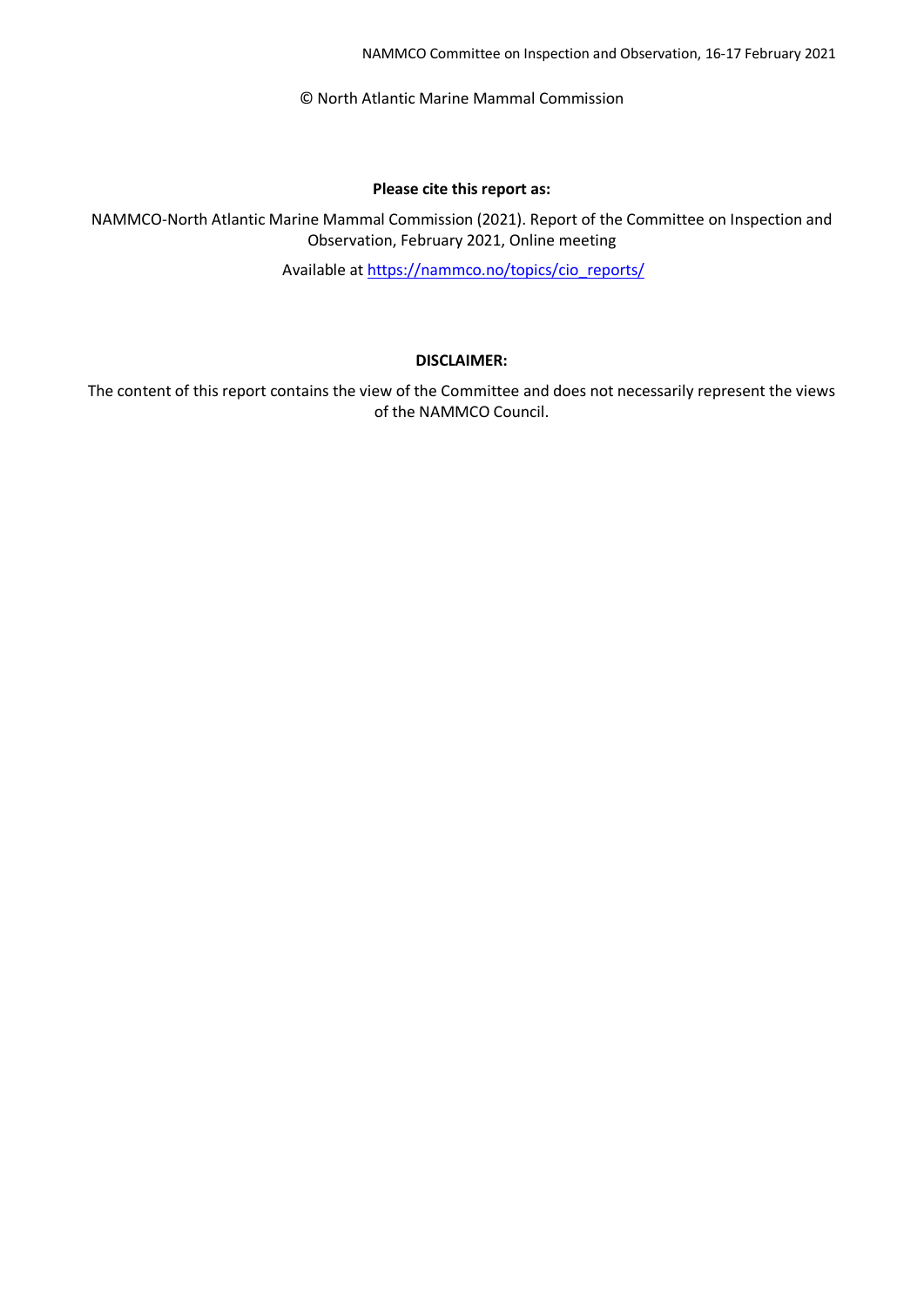© North Atlantic Marine Mammal Commission

**Please cite this report as:**

NAMMCO-North Atlantic Marine Mammal Commission (2021). Report of the Committee on Inspection and Observation, February 2021, Online meeting

Available at https://nammco.no/topics/cio_reports/

**DISCLAIMER:**

The content of this report contains the view of the Committee and does not necessarily represent the views of the NAMMCO Council.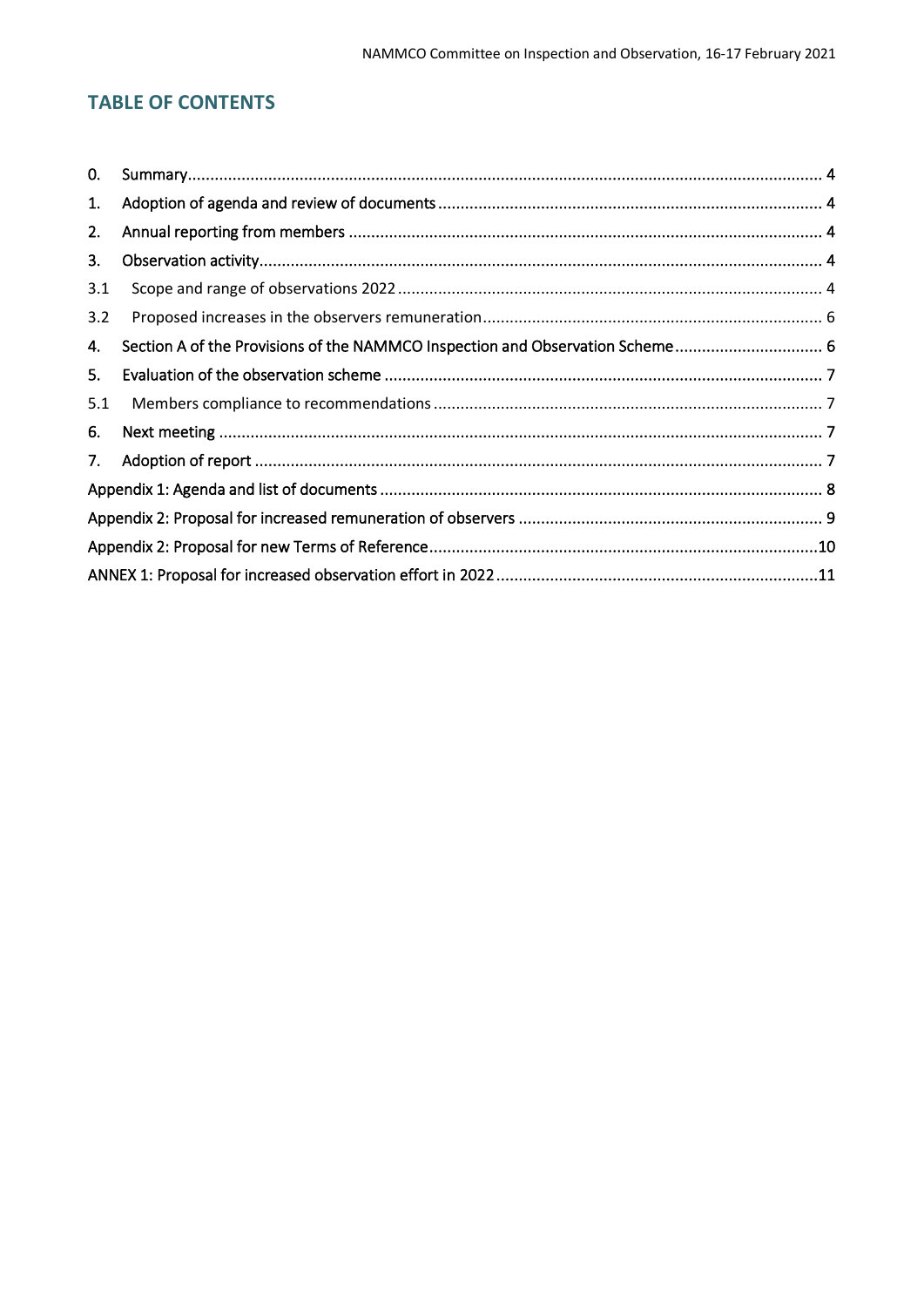## TABLE OF CONTENTS

0. Summary ............ 4
1. Adoption of agenda and review of documents ............ 4
2. Annual reporting from members ............ 4
3. Observation activity ............ 4
   - 3.1 Scope and range of observations 2022 ............ 4
   - 3.2 Proposed increases in the observers remuneration ............ 6
4. Section A of the Provisions of the NAMMCO Inspection and Observation Scheme ............ 6
5. Evaluation of the observation scheme ............ 7
   - 5.1 Members compliance to recommendations ............ 7
6. Next meeting ............ 7
7. Adoption of report ............ 7

Appendix 1: Agenda and list of documents ............ 8

Appendix 2: Proposal for increased remuneration of observers ............ 9

Appendix 2: Proposal for new Terms of Reference ............ 10

ANNEX 1: Proposal for increased observation effort in 2022 ............ 11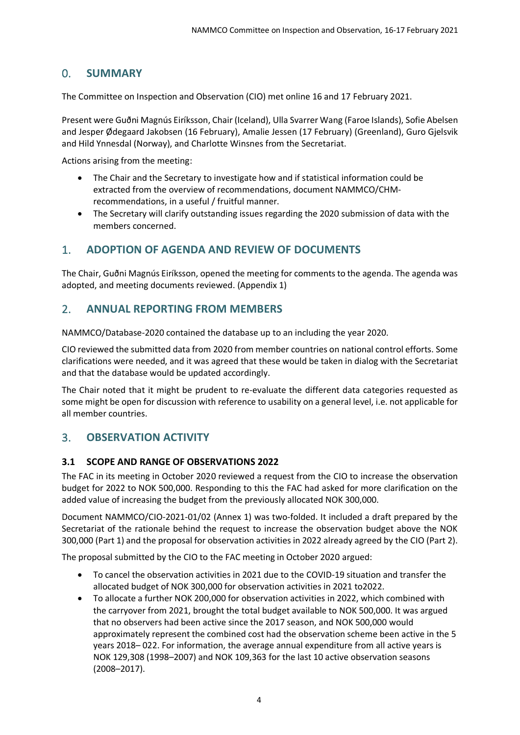## 0. SUMMARY

The Committee on Inspection and Observation (CIO) met online 16 and 17 February 2021.

Present were Guðni Magnús Eiríksson, Chair (Iceland), Ulla Svarrer Wang (Faroe Islands), Sofie Abelsen and Jesper Ødegaard Jakobsen (16 February), Amalie Jessen (17 February) (Greenland), Guro Gjelsvik and Hild Ynnesdal (Norway), and Charlotte Winsnes from the Secretariat.

Actions arising from the meeting:

- The Chair and the Secretary to investigate how and if statistical information could be extracted from the overview of recommendations, document NAMMCO/CHM-recommendations, in a useful / fruitful manner.
- The Secretary will clarify outstanding issues regarding the 2020 submission of data with the members concerned.

## 1. ADOPTION OF AGENDA AND REVIEW OF DOCUMENTS

The Chair, Guðni Magnús Eiríksson, opened the meeting for comments to the agenda. The agenda was adopted, and meeting documents reviewed. (Appendix 1)

## 2. ANNUAL REPORTING FROM MEMBERS

NAMMCO/Database-2020 contained the database up to an including the year 2020.

CIO reviewed the submitted data from 2020 from member countries on national control efforts. Some clarifications were needed, and it was agreed that these would be taken in dialog with the Secretariat and that the database would be updated accordingly.

The Chair noted that it might be prudent to re-evaluate the different data categories requested as some might be open for discussion with reference to usability on a general level, i.e. not applicable for all member countries.

## 3. OBSERVATION ACTIVITY

### 3.1 SCOPE AND RANGE OF OBSERVATIONS 2022

The FAC in its meeting in October 2020 reviewed a request from the CIO to increase the observation budget for 2022 to NOK 500,000. Responding to this the FAC had asked for more clarification on the added value of increasing the budget from the previously allocated NOK 300,000.

Document NAMMCO/CIO-2021-01/02 (Annex 1) was two-folded. It included a draft prepared by the Secretariat of the rationale behind the request to increase the observation budget above the NOK 300,000 (Part 1) and the proposal for observation activities in 2022 already agreed by the CIO (Part 2).

The proposal submitted by the CIO to the FAC meeting in October 2020 argued:

- To cancel the observation activities in 2021 due to the COVID-19 situation and transfer the allocated budget of NOK 300,000 for observation activities in 2021 to2022.
- To allocate a further NOK 200,000 for observation activities in 2022, which combined with the carryover from 2021, brought the total budget available to NOK 500,000. It was argued that no observers had been active since the 2017 season, and NOK 500,000 would approximately represent the combined cost had the observation scheme been active in the 5 years 2018– 022. For information, the average annual expenditure from all active years is NOK 129,308 (1998–2007) and NOK 109,363 for the last 10 active observation seasons (2008–2017).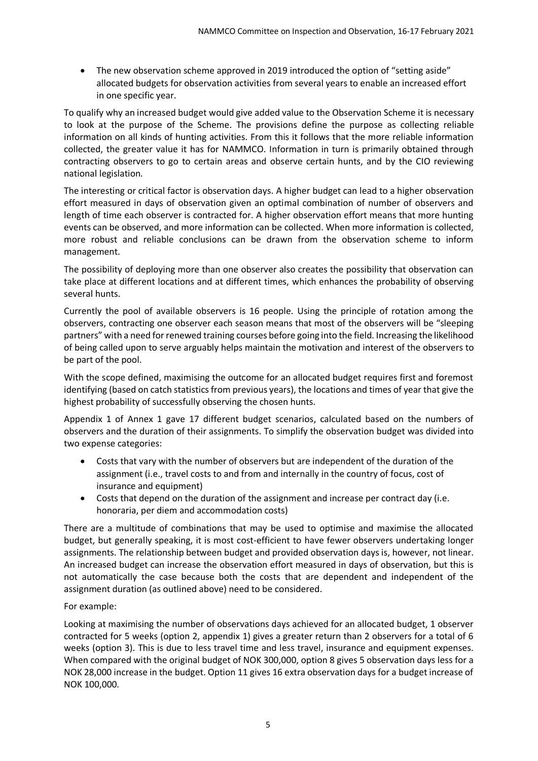- The new observation scheme approved in 2019 introduced the option of "setting aside" allocated budgets for observation activities from several years to enable an increased effort in one specific year.

To qualify why an increased budget would give added value to the Observation Scheme it is necessary to look at the purpose of the Scheme. The provisions define the purpose as collecting reliable information on all kinds of hunting activities. From this it follows that the more reliable information collected, the greater value it has for NAMMCO. Information in turn is primarily obtained through contracting observers to go to certain areas and observe certain hunts, and by the CIO reviewing national legislation.

The interesting or critical factor is observation days. A higher budget can lead to a higher observation effort measured in days of observation given an optimal combination of number of observers and length of time each observer is contracted for. A higher observation effort means that more hunting events can be observed, and more information can be collected. When more information is collected, more robust and reliable conclusions can be drawn from the observation scheme to inform management.

The possibility of deploying more than one observer also creates the possibility that observation can take place at different locations and at different times, which enhances the probability of observing several hunts.

Currently the pool of available observers is 16 people. Using the principle of rotation among the observers, contracting one observer each season means that most of the observers will be "sleeping partners" with a need for renewed training courses before going into the field. Increasing the likelihood of being called upon to serve arguably helps maintain the motivation and interest of the observers to be part of the pool.

With the scope defined, maximising the outcome for an allocated budget requires first and foremost identifying (based on catch statistics from previous years), the locations and times of year that give the highest probability of successfully observing the chosen hunts.

Appendix 1 of Annex 1 gave 17 different budget scenarios, calculated based on the numbers of observers and the duration of their assignments. To simplify the observation budget was divided into two expense categories:

- Costs that vary with the number of observers but are independent of the duration of the assignment (i.e., travel costs to and from and internally in the country of focus, cost of insurance and equipment)
- Costs that depend on the duration of the assignment and increase per contract day (i.e. honoraria, per diem and accommodation costs)

There are a multitude of combinations that may be used to optimise and maximise the allocated budget, but generally speaking, it is most cost-efficient to have fewer observers undertaking longer assignments. The relationship between budget and provided observation days is, however, not linear. An increased budget can increase the observation effort measured in days of observation, but this is not automatically the case because both the costs that are dependent and independent of the assignment duration (as outlined above) need to be considered.

For example:

Looking at maximising the number of observations days achieved for an allocated budget, 1 observer contracted for 5 weeks (option 2, appendix 1) gives a greater return than 2 observers for a total of 6 weeks (option 3). This is due to less travel time and less travel, insurance and equipment expenses. When compared with the original budget of NOK 300,000, option 8 gives 5 observation days less for a NOK 28,000 increase in the budget. Option 11 gives 16 extra observation days for a budget increase of NOK 100,000.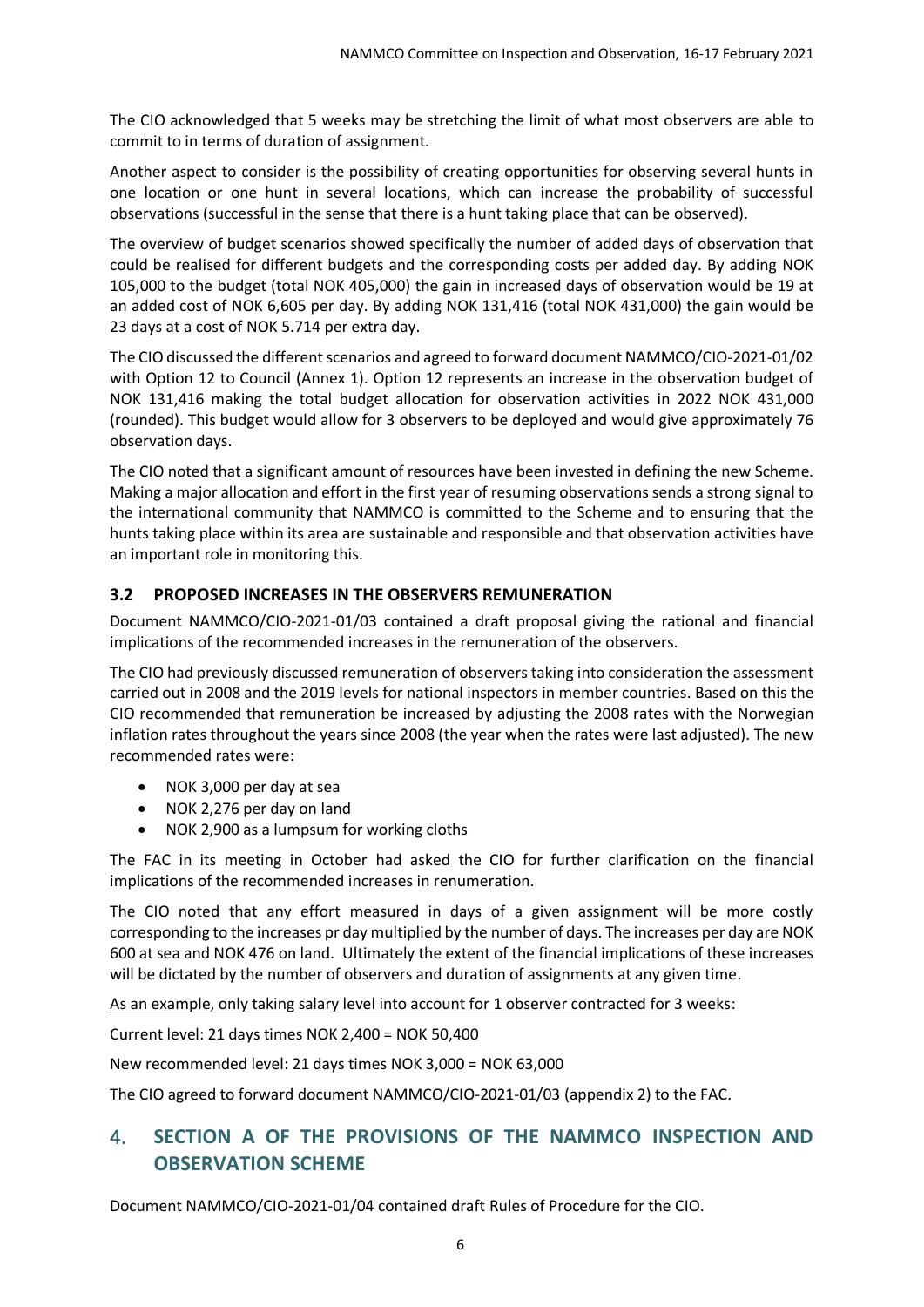The CIO acknowledged that 5 weeks may be stretching the limit of what most observers are able to commit to in terms of duration of assignment.

Another aspect to consider is the possibility of creating opportunities for observing several hunts in one location or one hunt in several locations, which can increase the probability of successful observations (successful in the sense that there is a hunt taking place that can be observed).

The overview of budget scenarios showed specifically the number of added days of observation that could be realised for different budgets and the corresponding costs per added day. By adding NOK 105,000 to the budget (total NOK 405,000) the gain in increased days of observation would be 19 at an added cost of NOK 6,605 per day. By adding NOK 131,416 (total NOK 431,000) the gain would be 23 days at a cost of NOK 5.714 per extra day.

The CIO discussed the different scenarios and agreed to forward document NAMMCO/CIO-2021-01/02 with Option 12 to Council (Annex 1). Option 12 represents an increase in the observation budget of NOK 131,416 making the total budget allocation for observation activities in 2022 NOK 431,000 (rounded). This budget would allow for 3 observers to be deployed and would give approximately 76 observation days.

The CIO noted that a significant amount of resources have been invested in defining the new Scheme. Making a major allocation and effort in the first year of resuming observations sends a strong signal to the international community that NAMMCO is committed to the Scheme and to ensuring that the hunts taking place within its area are sustainable and responsible and that observation activities have an important role in monitoring this.

### 3.2 PROPOSED INCREASES IN THE OBSERVERS REMUNERATION

Document NAMMCO/CIO-2021-01/03 contained a draft proposal giving the rational and financial implications of the recommended increases in the remuneration of the observers.

The CIO had previously discussed remuneration of observers taking into consideration the assessment carried out in 2008 and the 2019 levels for national inspectors in member countries. Based on this the CIO recommended that remuneration be increased by adjusting the 2008 rates with the Norwegian inflation rates throughout the years since 2008 (the year when the rates were last adjusted). The new recommended rates were:

- NOK 3,000 per day at sea
- NOK 2,276 per day on land
- NOK 2,900 as a lumpsum for working cloths

The FAC in its meeting in October had asked the CIO for further clarification on the financial implications of the recommended increases in renumeration.

The CIO noted that any effort measured in days of a given assignment will be more costly corresponding to the increases pr day multiplied by the number of days. The increases per day are NOK 600 at sea and NOK 476 on land. Ultimately the extent of the financial implications of these increases will be dictated by the number of observers and duration of assignments at any given time.

As an example, only taking salary level into account for 1 observer contracted for 3 weeks:

Current level: 21 days times NOK 2,400 = NOK 50,400

New recommended level: 21 days times NOK 3,000 = NOK 63,000

The CIO agreed to forward document NAMMCO/CIO-2021-01/03 (appendix 2) to the FAC.

## 4. SECTION A OF THE PROVISIONS OF THE NAMMCO INSPECTION AND OBSERVATION SCHEME

Document NAMMCO/CIO-2021-01/04 contained draft Rules of Procedure for the CIO.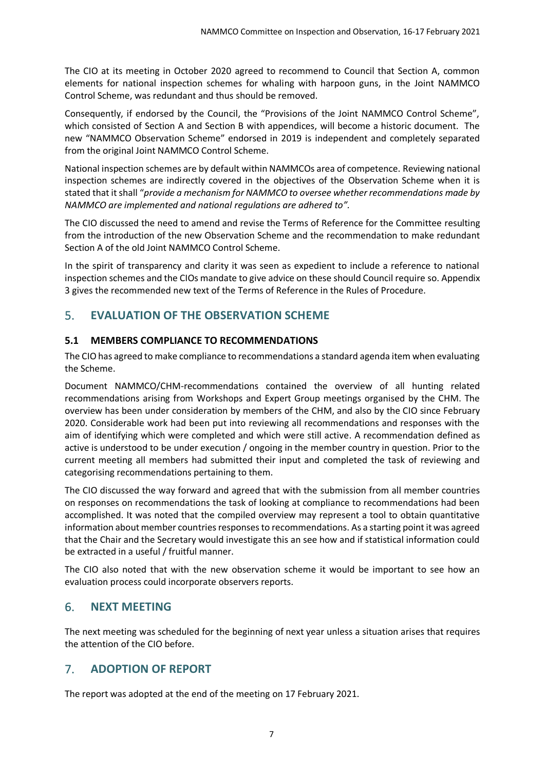The CIO at its meeting in October 2020 agreed to recommend to Council that Section A, common elements for national inspection schemes for whaling with harpoon guns, in the Joint NAMMCO Control Scheme, was redundant and thus should be removed.

Consequently, if endorsed by the Council, the "Provisions of the Joint NAMMCO Control Scheme", which consisted of Section A and Section B with appendices, will become a historic document. The new "NAMMCO Observation Scheme" endorsed in 2019 is independent and completely separated from the original Joint NAMMCO Control Scheme.

National inspection schemes are by default within NAMMCOs area of competence. Reviewing national inspection schemes are indirectly covered in the objectives of the Observation Scheme when it is stated that it shall "*provide a mechanism for NAMMCO to oversee whether recommendations made by NAMMCO are implemented and national regulations are adhered to"*.

The CIO discussed the need to amend and revise the Terms of Reference for the Committee resulting from the introduction of the new Observation Scheme and the recommendation to make redundant Section A of the old Joint NAMMCO Control Scheme.

In the spirit of transparency and clarity it was seen as expedient to include a reference to national inspection schemes and the CIOs mandate to give advice on these should Council require so. Appendix 3 gives the recommended new text of the Terms of Reference in the Rules of Procedure.

## 5. EVALUATION OF THE OBSERVATION SCHEME

### 5.1 MEMBERS COMPLIANCE TO RECOMMENDATIONS

The CIO has agreed to make compliance to recommendations a standard agenda item when evaluating the Scheme.

Document NAMMCO/CHM-recommendations contained the overview of all hunting related recommendations arising from Workshops and Expert Group meetings organised by the CHM. The overview has been under consideration by members of the CHM, and also by the CIO since February 2020. Considerable work had been put into reviewing all recommendations and responses with the aim of identifying which were completed and which were still active. A recommendation defined as active is understood to be under execution / ongoing in the member country in question. Prior to the current meeting all members had submitted their input and completed the task of reviewing and categorising recommendations pertaining to them.

The CIO discussed the way forward and agreed that with the submission from all member countries on responses on recommendations the task of looking at compliance to recommendations had been accomplished. It was noted that the compiled overview may represent a tool to obtain quantitative information about member countries responses to recommendations. As a starting point it was agreed that the Chair and the Secretary would investigate this an see how and if statistical information could be extracted in a useful / fruitful manner.

The CIO also noted that with the new observation scheme it would be important to see how an evaluation process could incorporate observers reports.

## 6. NEXT MEETING

The next meeting was scheduled for the beginning of next year unless a situation arises that requires the attention of the CIO before.

## 7. ADOPTION OF REPORT

The report was adopted at the end of the meeting on 17 February 2021.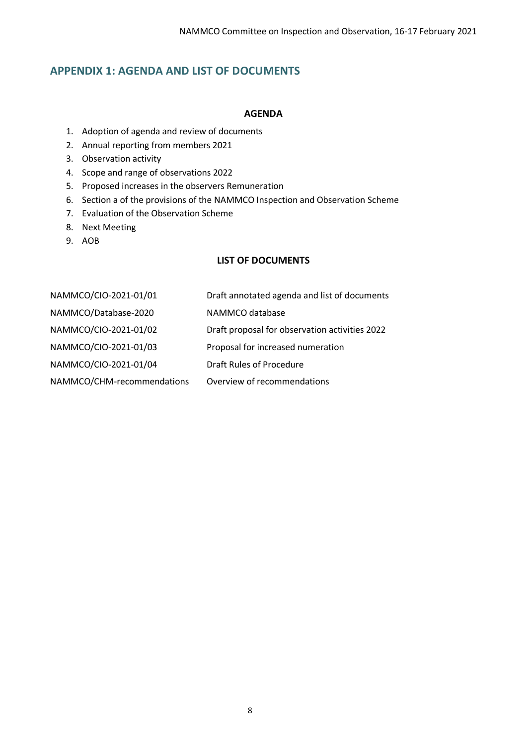## APPENDIX 1: AGENDA AND LIST OF DOCUMENTS

### AGENDA

1. Adoption of agenda and review of documents
2. Annual reporting from members 2021
3. Observation activity
4. Scope and range of observations 2022
5. Proposed increases in the observers Remuneration
6. Section a of the provisions of the NAMMCO Inspection and Observation Scheme
7. Evaluation of the Observation Scheme
8. Next Meeting
9. AOB

### LIST OF DOCUMENTS

| | |
|---|---|
| NAMMCO/CIO-2021-01/01 | Draft annotated agenda and list of documents |
| NAMMCO/Database-2020 | NAMMCO database |
| NAMMCO/CIO-2021-01/02 | Draft proposal for observation activities 2022 |
| NAMMCO/CIO-2021-01/03 | Proposal for increased numeration |
| NAMMCO/CIO-2021-01/04 | Draft Rules of Procedure |
| NAMMCO/CHM-recommendations | Overview of recommendations |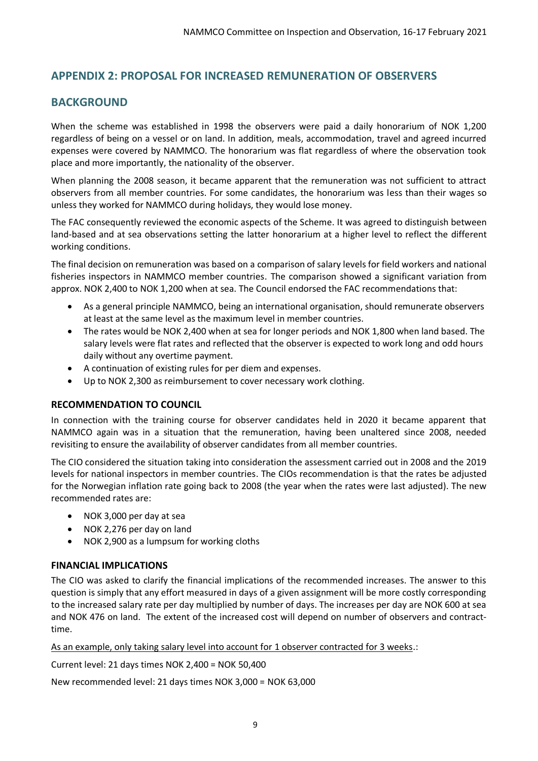## APPENDIX 2: PROPOSAL FOR INCREASED REMUNERATION OF OBSERVERS

## BACKGROUND

When the scheme was established in 1998 the observers were paid a daily honorarium of NOK 1,200 regardless of being on a vessel or on land. In addition, meals, accommodation, travel and agreed incurred expenses were covered by NAMMCO. The honorarium was flat regardless of where the observation took place and more importantly, the nationality of the observer.

When planning the 2008 season, it became apparent that the remuneration was not sufficient to attract observers from all member countries. For some candidates, the honorarium was less than their wages so unless they worked for NAMMCO during holidays, they would lose money.

The FAC consequently reviewed the economic aspects of the Scheme. It was agreed to distinguish between land-based and at sea observations setting the latter honorarium at a higher level to reflect the different working conditions.

The final decision on remuneration was based on a comparison of salary levels for field workers and national fisheries inspectors in NAMMCO member countries. The comparison showed a significant variation from approx. NOK 2,400 to NOK 1,200 when at sea. The Council endorsed the FAC recommendations that:

- As a general principle NAMMCO, being an international organisation, should remunerate observers at least at the same level as the maximum level in member countries.
- The rates would be NOK 2,400 when at sea for longer periods and NOK 1,800 when land based. The salary levels were flat rates and reflected that the observer is expected to work long and odd hours daily without any overtime payment.
- A continuation of existing rules for per diem and expenses.
- Up to NOK 2,300 as reimbursement to cover necessary work clothing.

### RECOMMENDATION TO COUNCIL

In connection with the training course for observer candidates held in 2020 it became apparent that NAMMCO again was in a situation that the remuneration, having been unaltered since 2008, needed revisiting to ensure the availability of observer candidates from all member countries.

The CIO considered the situation taking into consideration the assessment carried out in 2008 and the 2019 levels for national inspectors in member countries. The CIOs recommendation is that the rates be adjusted for the Norwegian inflation rate going back to 2008 (the year when the rates were last adjusted). The new recommended rates are:

- NOK 3,000 per day at sea
- NOK 2,276 per day on land
- NOK 2,900 as a lumpsum for working cloths

### FINANCIAL IMPLICATIONS

The CIO was asked to clarify the financial implications of the recommended increases. The answer to this question is simply that any effort measured in days of a given assignment will be more costly corresponding to the increased salary rate per day multiplied by number of days. The increases per day are NOK 600 at sea and NOK 476 on land. The extent of the increased cost will depend on number of observers and contract-time.

As an example, only taking salary level into account for 1 observer contracted for 3 weeks.:

Current level: 21 days times NOK 2,400 = NOK 50,400

New recommended level: 21 days times NOK 3,000 = NOK 63,000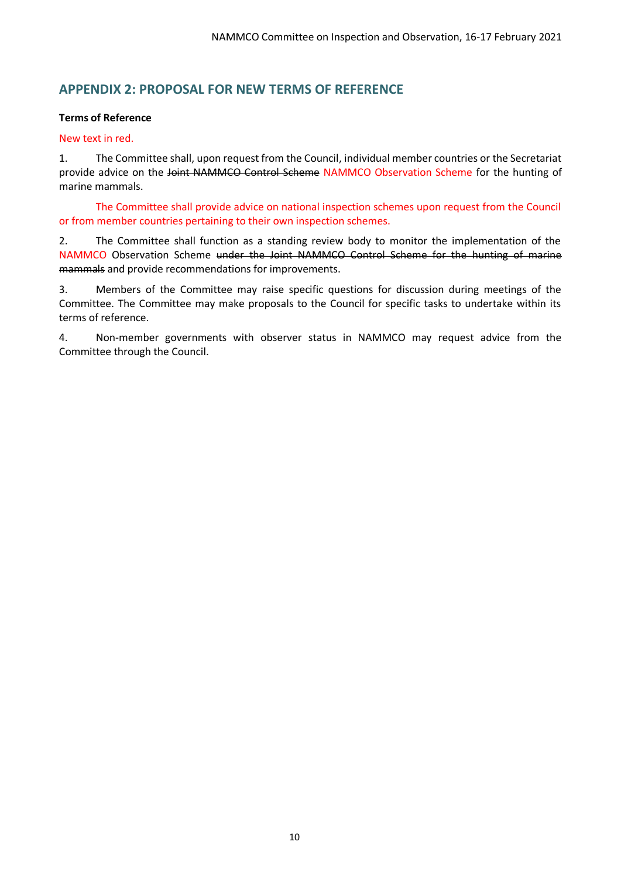## APPENDIX 2: PROPOSAL FOR NEW TERMS OF REFERENCE

**Terms of Reference**

New text in red.

1. The Committee shall, upon request from the Council, individual member countries or the Secretariat provide advice on the ~~Joint NAMMCO Control Scheme~~ NAMMCO Observation Scheme for the hunting of marine mammals.

   The Committee shall provide advice on national inspection schemes upon request from the Council or from member countries pertaining to their own inspection schemes.

2. The Committee shall function as a standing review body to monitor the implementation of the NAMMCO Observation Scheme ~~under the Joint NAMMCO Control Scheme for the hunting of marine mammals~~ and provide recommendations for improvements.

3. Members of the Committee may raise specific questions for discussion during meetings of the Committee. The Committee may make proposals to the Council for specific tasks to undertake within its terms of reference.

4. Non-member governments with observer status in NAMMCO may request advice from the Committee through the Council.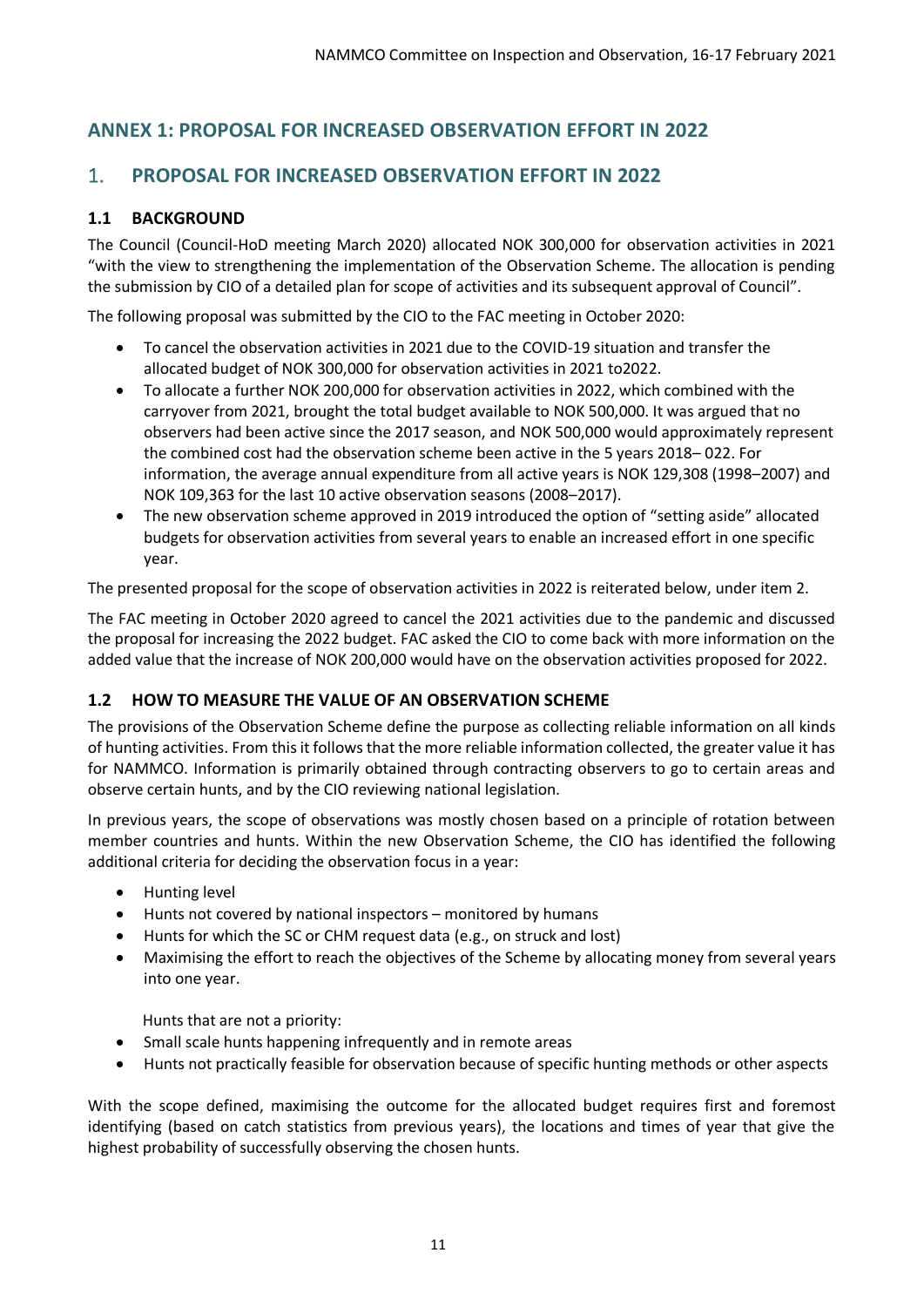## ANNEX 1: PROPOSAL FOR INCREASED OBSERVATION EFFORT IN 2022

## 1. PROPOSAL FOR INCREASED OBSERVATION EFFORT IN 2022

### 1.1 BACKGROUND

The Council (Council-HoD meeting March 2020) allocated NOK 300,000 for observation activities in 2021 "with the view to strengthening the implementation of the Observation Scheme. The allocation is pending the submission by CIO of a detailed plan for scope of activities and its subsequent approval of Council".

The following proposal was submitted by the CIO to the FAC meeting in October 2020:

- To cancel the observation activities in 2021 due to the COVID-19 situation and transfer the allocated budget of NOK 300,000 for observation activities in 2021 to2022.
- To allocate a further NOK 200,000 for observation activities in 2022, which combined with the carryover from 2021, brought the total budget available to NOK 500,000. It was argued that no observers had been active since the 2017 season, and NOK 500,000 would approximately represent the combined cost had the observation scheme been active in the 5 years 2018– 022. For information, the average annual expenditure from all active years is NOK 129,308 (1998–2007) and NOK 109,363 for the last 10 active observation seasons (2008–2017).
- The new observation scheme approved in 2019 introduced the option of "setting aside" allocated budgets for observation activities from several years to enable an increased effort in one specific year.

The presented proposal for the scope of observation activities in 2022 is reiterated below, under item 2.

The FAC meeting in October 2020 agreed to cancel the 2021 activities due to the pandemic and discussed the proposal for increasing the 2022 budget. FAC asked the CIO to come back with more information on the added value that the increase of NOK 200,000 would have on the observation activities proposed for 2022.

### 1.2 HOW TO MEASURE THE VALUE OF AN OBSERVATION SCHEME

The provisions of the Observation Scheme define the purpose as collecting reliable information on all kinds of hunting activities. From this it follows that the more reliable information collected, the greater value it has for NAMMCO. Information is primarily obtained through contracting observers to go to certain areas and observe certain hunts, and by the CIO reviewing national legislation.

In previous years, the scope of observations was mostly chosen based on a principle of rotation between member countries and hunts. Within the new Observation Scheme, the CIO has identified the following additional criteria for deciding the observation focus in a year:

- Hunting level
- Hunts not covered by national inspectors – monitored by humans
- Hunts for which the SC or CHM request data (e.g., on struck and lost)
- Maximising the effort to reach the objectives of the Scheme by allocating money from several years into one year.

Hunts that are not a priority:

- Small scale hunts happening infrequently and in remote areas
- Hunts not practically feasible for observation because of specific hunting methods or other aspects

With the scope defined, maximising the outcome for the allocated budget requires first and foremost identifying (based on catch statistics from previous years), the locations and times of year that give the highest probability of successfully observing the chosen hunts.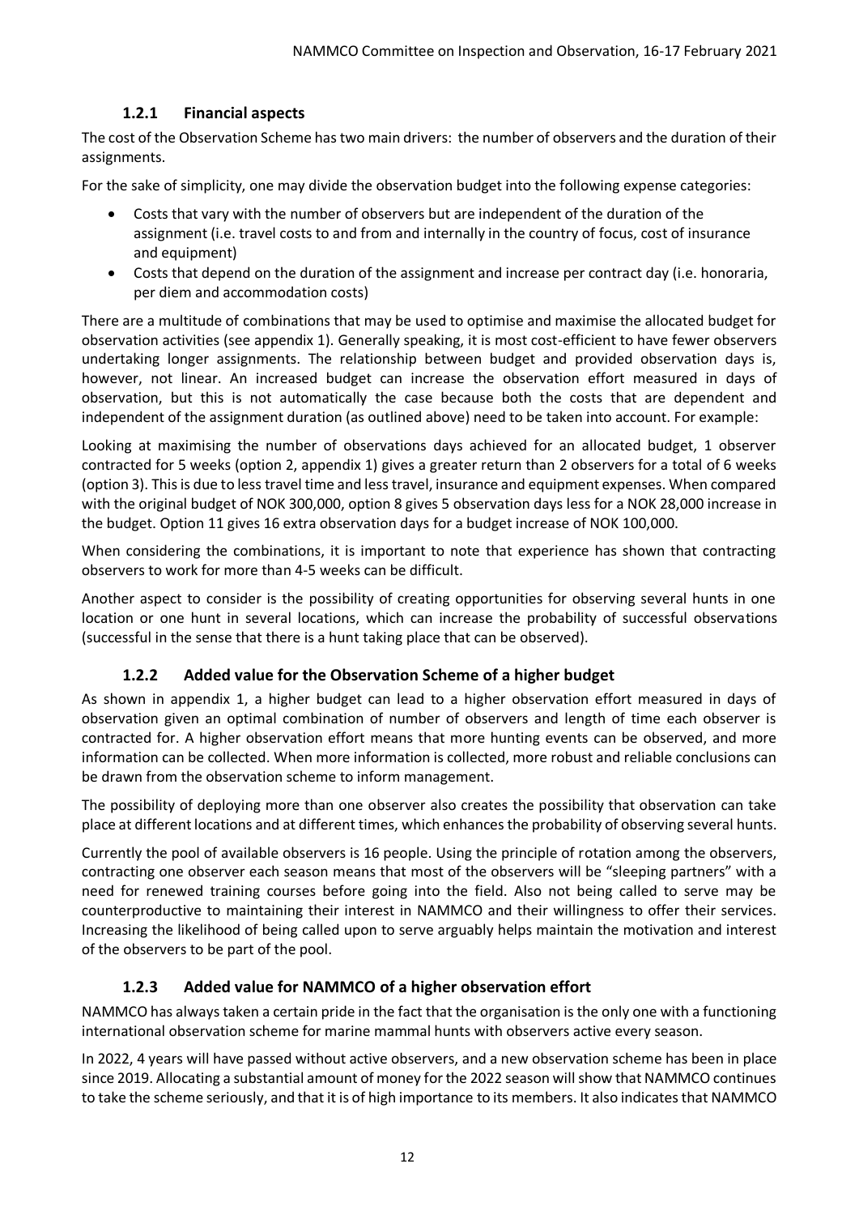### 1.2.1 Financial aspects

The cost of the Observation Scheme has two main drivers: the number of observers and the duration of their assignments.

For the sake of simplicity, one may divide the observation budget into the following expense categories:

- Costs that vary with the number of observers but are independent of the duration of the assignment (i.e. travel costs to and from and internally in the country of focus, cost of insurance and equipment)
- Costs that depend on the duration of the assignment and increase per contract day (i.e. honoraria, per diem and accommodation costs)

There are a multitude of combinations that may be used to optimise and maximise the allocated budget for observation activities (see appendix 1). Generally speaking, it is most cost-efficient to have fewer observers undertaking longer assignments. The relationship between budget and provided observation days is, however, not linear. An increased budget can increase the observation effort measured in days of observation, but this is not automatically the case because both the costs that are dependent and independent of the assignment duration (as outlined above) need to be taken into account. For example:

Looking at maximising the number of observations days achieved for an allocated budget, 1 observer contracted for 5 weeks (option 2, appendix 1) gives a greater return than 2 observers for a total of 6 weeks (option 3). This is due to less travel time and less travel, insurance and equipment expenses. When compared with the original budget of NOK 300,000, option 8 gives 5 observation days less for a NOK 28,000 increase in the budget. Option 11 gives 16 extra observation days for a budget increase of NOK 100,000.

When considering the combinations, it is important to note that experience has shown that contracting observers to work for more than 4-5 weeks can be difficult.

Another aspect to consider is the possibility of creating opportunities for observing several hunts in one location or one hunt in several locations, which can increase the probability of successful observations (successful in the sense that there is a hunt taking place that can be observed).

### 1.2.2 Added value for the Observation Scheme of a higher budget

As shown in appendix 1, a higher budget can lead to a higher observation effort measured in days of observation given an optimal combination of number of observers and length of time each observer is contracted for. A higher observation effort means that more hunting events can be observed, and more information can be collected. When more information is collected, more robust and reliable conclusions can be drawn from the observation scheme to inform management.

The possibility of deploying more than one observer also creates the possibility that observation can take place at different locations and at different times, which enhances the probability of observing several hunts.

Currently the pool of available observers is 16 people. Using the principle of rotation among the observers, contracting one observer each season means that most of the observers will be "sleeping partners" with a need for renewed training courses before going into the field. Also not being called to serve may be counterproductive to maintaining their interest in NAMMCO and their willingness to offer their services. Increasing the likelihood of being called upon to serve arguably helps maintain the motivation and interest of the observers to be part of the pool.

### 1.2.3 Added value for NAMMCO of a higher observation effort

NAMMCO has always taken a certain pride in the fact that the organisation is the only one with a functioning international observation scheme for marine mammal hunts with observers active every season.

In 2022, 4 years will have passed without active observers, and a new observation scheme has been in place since 2019. Allocating a substantial amount of money for the 2022 season will show that NAMMCO continues to take the scheme seriously, and that it is of high importance to its members. It also indicates that NAMMCO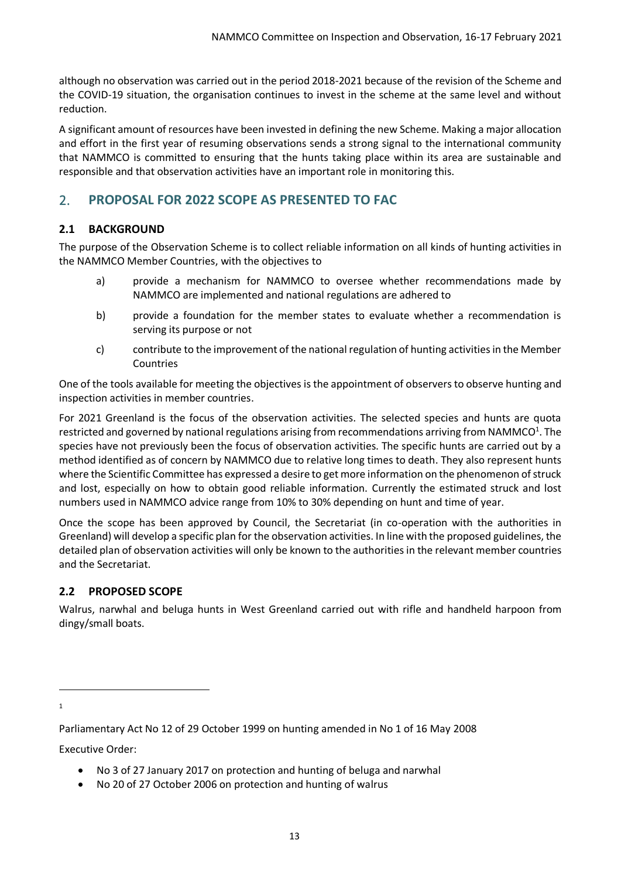although no observation was carried out in the period 2018-2021 because of the revision of the Scheme and the COVID-19 situation, the organisation continues to invest in the scheme at the same level and without reduction.

A significant amount of resources have been invested in defining the new Scheme. Making a major allocation and effort in the first year of resuming observations sends a strong signal to the international community that NAMMCO is committed to ensuring that the hunts taking place within its area are sustainable and responsible and that observation activities have an important role in monitoring this.

## 2. PROPOSAL FOR 2022 SCOPE AS PRESENTED TO FAC

### 2.1 BACKGROUND

The purpose of the Observation Scheme is to collect reliable information on all kinds of hunting activities in the NAMMCO Member Countries, with the objectives to

a) provide a mechanism for NAMMCO to oversee whether recommendations made by NAMMCO are implemented and national regulations are adhered to

b) provide a foundation for the member states to evaluate whether a recommendation is serving its purpose or not

c) contribute to the improvement of the national regulation of hunting activities in the Member Countries

One of the tools available for meeting the objectives is the appointment of observers to observe hunting and inspection activities in member countries.

For 2021 Greenland is the focus of the observation activities. The selected species and hunts are quota restricted and governed by national regulations arising from recommendations arriving from NAMMCO[1]. The species have not previously been the focus of observation activities. The specific hunts are carried out by a method identified as of concern by NAMMCO due to relative long times to death. They also represent hunts where the Scientific Committee has expressed a desire to get more information on the phenomenon of struck and lost, especially on how to obtain good reliable information. Currently the estimated struck and lost numbers used in NAMMCO advice range from 10% to 30% depending on hunt and time of year.

Once the scope has been approved by Council, the Secretariat (in co-operation with the authorities in Greenland) will develop a specific plan for the observation activities. In line with the proposed guidelines, the detailed plan of observation activities will only be known to the authorities in the relevant member countries and the Secretariat.

### 2.2 PROPOSED SCOPE

Walrus, narwhal and beluga hunts in West Greenland carried out with rifle and handheld harpoon from dingy/small boats.

---

[1] Parliamentary Act No 12 of 29 October 1999 on hunting amended in No 1 of 16 May 2008

Executive Order:

- No 3 of 27 January 2017 on protection and hunting of beluga and narwhal
- No 20 of 27 October 2006 on protection and hunting of walrus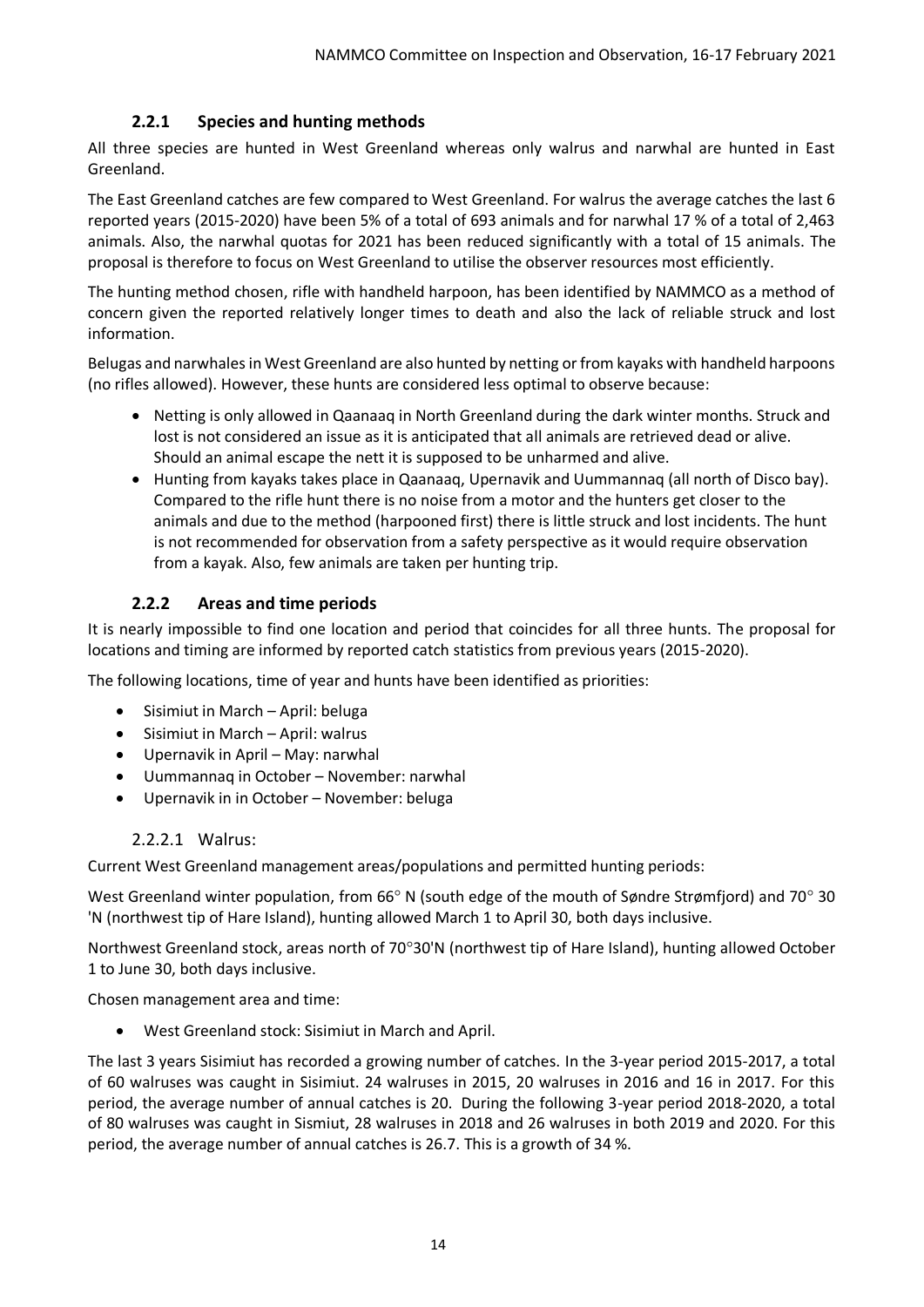### 2.2.1 Species and hunting methods

All three species are hunted in West Greenland whereas only walrus and narwhal are hunted in East Greenland.

The East Greenland catches are few compared to West Greenland. For walrus the average catches the last 6 reported years (2015-2020) have been 5% of a total of 693 animals and for narwhal 17 % of a total of 2,463 animals. Also, the narwhal quotas for 2021 has been reduced significantly with a total of 15 animals. The proposal is therefore to focus on West Greenland to utilise the observer resources most efficiently.

The hunting method chosen, rifle with handheld harpoon, has been identified by NAMMCO as a method of concern given the reported relatively longer times to death and also the lack of reliable struck and lost information.

Belugas and narwhales in West Greenland are also hunted by netting or from kayaks with handheld harpoons (no rifles allowed). However, these hunts are considered less optimal to observe because:

- Netting is only allowed in Qaanaaq in North Greenland during the dark winter months. Struck and lost is not considered an issue as it is anticipated that all animals are retrieved dead or alive. Should an animal escape the nett it is supposed to be unharmed and alive.
- Hunting from kayaks takes place in Qaanaaq, Upernavik and Uummannaq (all north of Disco bay). Compared to the rifle hunt there is no noise from a motor and the hunters get closer to the animals and due to the method (harpooned first) there is little struck and lost incidents. The hunt is not recommended for observation from a safety perspective as it would require observation from a kayak. Also, few animals are taken per hunting trip.

### 2.2.2 Areas and time periods

It is nearly impossible to find one location and period that coincides for all three hunts. The proposal for locations and timing are informed by reported catch statistics from previous years (2015-2020).

The following locations, time of year and hunts have been identified as priorities:

- Sisimiut in March – April: beluga
- Sisimiut in March – April: walrus
- Upernavik in April – May: narwhal
- Uummannaq in October – November: narwhal
- Upernavik in in October – November: beluga

#### 2.2.2.1 Walrus:

Current West Greenland management areas/populations and permitted hunting periods:

West Greenland winter population, from 66° N (south edge of the mouth of Søndre Strømfjord) and 70° 30 'N (northwest tip of Hare Island), hunting allowed March 1 to April 30, both days inclusive.

Northwest Greenland stock, areas north of 70°30'N (northwest tip of Hare Island), hunting allowed October 1 to June 30, both days inclusive.

Chosen management area and time:

- West Greenland stock: Sisimiut in March and April.

The last 3 years Sisimiut has recorded a growing number of catches. In the 3-year period 2015-2017, a total of 60 walruses was caught in Sisimiut. 24 walruses in 2015, 20 walruses in 2016 and 16 in 2017. For this period, the average number of annual catches is 20. During the following 3-year period 2018-2020, a total of 80 walruses was caught in Sismiut, 28 walruses in 2018 and 26 walruses in both 2019 and 2020. For this period, the average number of annual catches is 26.7. This is a growth of 34 %.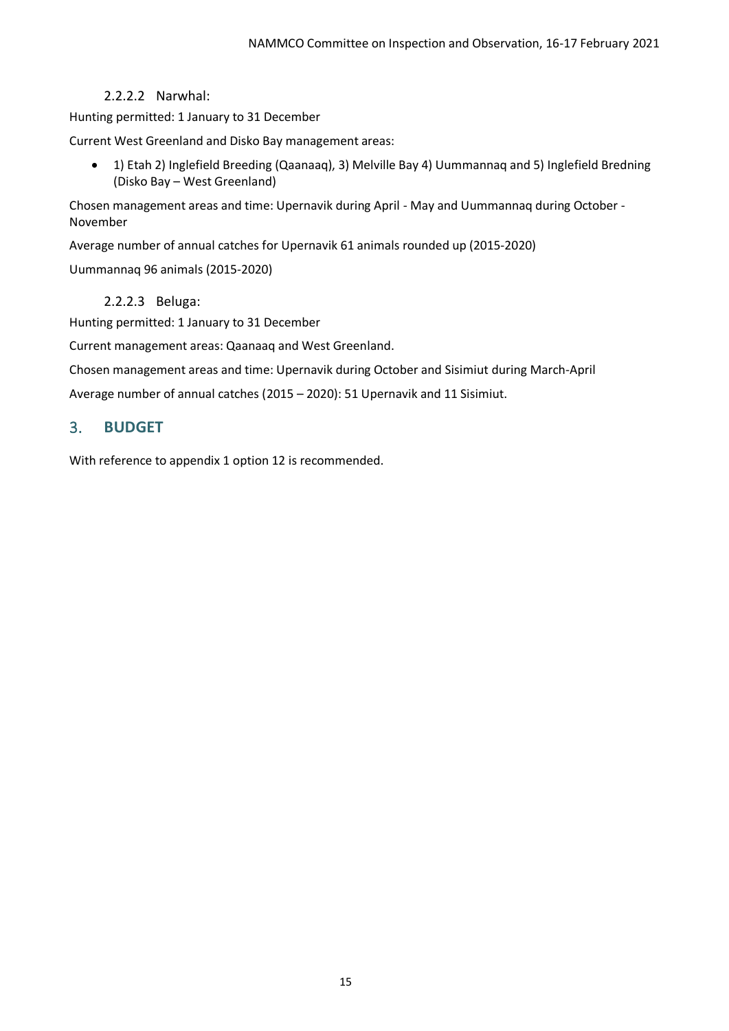#### 2.2.2.2 Narwhal:

Hunting permitted: 1 January to 31 December

Current West Greenland and Disko Bay management areas:

- 1) Etah 2) Inglefield Breeding (Qaanaaq), 3) Melville Bay 4) Uummannaq and 5) Inglefield Bredning (Disko Bay – West Greenland)

Chosen management areas and time: Upernavik during April - May and Uummannaq during October - November

Average number of annual catches for Upernavik 61 animals rounded up (2015-2020)

Uummannaq 96 animals (2015-2020)

#### 2.2.2.3 Beluga:

Hunting permitted: 1 January to 31 December

Current management areas: Qaanaaq and West Greenland.

Chosen management areas and time: Upernavik during October and Sisimiut during March-April

Average number of annual catches (2015 – 2020): 51 Upernavik and 11 Sisimiut.

## 3. BUDGET

With reference to appendix 1 option 12 is recommended.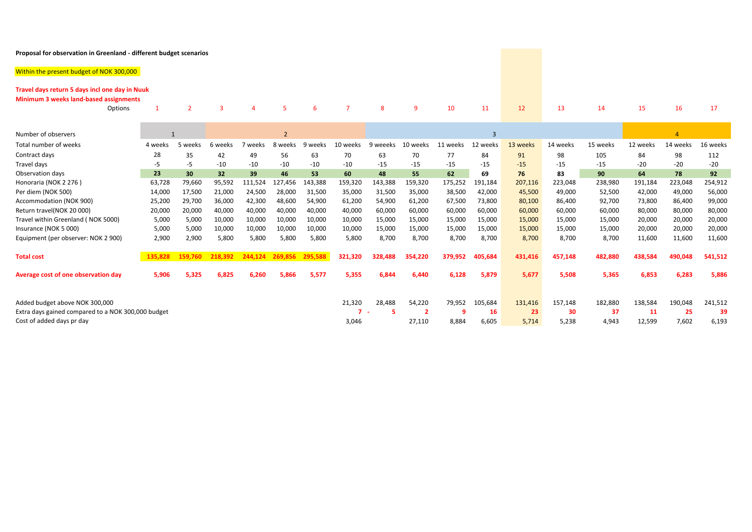**Proposal for observation in Greenland - different budget scenarios**

Within the present budget of NOK 300,000

**Travel days return 5 days incl one day in Nuuk**
**Minimum 3 weeks land-based assignments**

| Options | 1 | 2 | 3 | 4 | 5 | 6 | 7 | 8 | 9 | 10 | 11 | 12 | 13 | 14 | 15 | 16 | 17 |
|---|---|---|---|---|---|---|---|---|---|---|---|---|---|---|---|---|---|
| Number of observers | 1 | | 2 | | | | | 3 | | | | | | | 4 | | |
| Total number of weeks | 4 weeks | 5 weeks | 6 weeks | 7 weeks | 8 weeks | 9 weeks | 10 weeks | 9 weeeks | 10 weeks | 11 weeks | 12 weeks | 13 weeks | 14 weeks | 15 weeks | 12 weeks | 14 weeks | 16 weeks |
| Contract days | 28 | 35 | 42 | 49 | 56 | 63 | 70 | 63 | 70 | 77 | 84 | 91 | 98 | 105 | 84 | 98 | 112 |
| Travel days | -5 | -5 | -10 | -10 | -10 | -10 | -10 | -15 | -15 | -15 | -15 | -15 | -15 | -15 | -20 | -20 | -20 |
| Observation days | **23** | **30** | **32** | **39** | **46** | **53** | **60** | **48** | **55** | **62** | **69** | **76** | **83** | **90** | **64** | **78** | **92** |
| Honoraria (NOK 2 276 ) | 63,728 | 79,660 | 95,592 | 111,524 | 127,456 | 143,388 | 159,320 | 143,388 | 159,320 | 175,252 | 191,184 | 207,116 | 223,048 | 238,980 | 191,184 | 223,048 | 254,912 |
| Per diem (NOK 500) | 14,000 | 17,500 | 21,000 | 24,500 | 28,000 | 31,500 | 35,000 | 31,500 | 35,000 | 38,500 | 42,000 | 45,500 | 49,000 | 52,500 | 42,000 | 49,000 | 56,000 |
| Accommodation (NOK 900) | 25,200 | 29,700 | 36,000 | 42,300 | 48,600 | 54,900 | 61,200 | 54,900 | 61,200 | 67,500 | 73,800 | 80,100 | 86,400 | 92,700 | 73,800 | 86,400 | 99,000 |
| Return travel(NOK 20 000) | 20,000 | 20,000 | 40,000 | 40,000 | 40,000 | 40,000 | 40,000 | 60,000 | 60,000 | 60,000 | 60,000 | 60,000 | 60,000 | 60,000 | 80,000 | 80,000 | 80,000 |
| Travel within Greenland ( NOK 5000) | 5,000 | 5,000 | 10,000 | 10,000 | 10,000 | 10,000 | 10,000 | 15,000 | 15,000 | 15,000 | 15,000 | 15,000 | 15,000 | 15,000 | 20,000 | 20,000 | 20,000 |
| Insurance (NOK 5 000) | 5,000 | 5,000 | 10,000 | 10,000 | 10,000 | 10,000 | 10,000 | 15,000 | 15,000 | 15,000 | 15,000 | 15,000 | 15,000 | 15,000 | 20,000 | 20,000 | 20,000 |
| Equipment (per observer: NOK 2 900) | 2,900 | 2,900 | 5,800 | 5,800 | 5,800 | 5,800 | 5,800 | 8,700 | 8,700 | 8,700 | 8,700 | 8,700 | 8,700 | 8,700 | 11,600 | 11,600 | 11,600 |
| **Total cost** | **135,828** | **159,760** | **218,392** | **244,124** | **269,856** | **295,588** | **321,320** | **328,488** | **354,220** | **379,952** | **405,684** | **431,416** | **457,148** | **482,880** | **438,584** | **490,048** | **541,512** |
| **Average cost of one observation day** | **5,906** | **5,325** | **6,825** | **6,260** | **5,866** | **5,577** | **5,355** | **6,844** | **6,440** | **6,128** | **5,879** | **5,677** | **5,508** | **5,365** | **6,853** | **6,283** | **5,886** |
| Added budget above NOK 300,000 | | | | | | | 21,320 | 28,488 | 54,220 | 79,952 | 105,684 | 131,416 | 157,148 | 182,880 | 138,584 | 190,048 | 241,512 |
| Extra days gained compared to a NOK 300,000 budget | | | | | | | **7** | **-5** | **2** | **9** | **16** | **23** | **30** | **37** | **11** | **25** | **39** |
| Cost of added days pr day | | | | | | | 3,046 | | 27,110 | 8,884 | 6,605 | 5,714 | 5,238 | 4,943 | 12,599 | 7,602 | 6,193 |